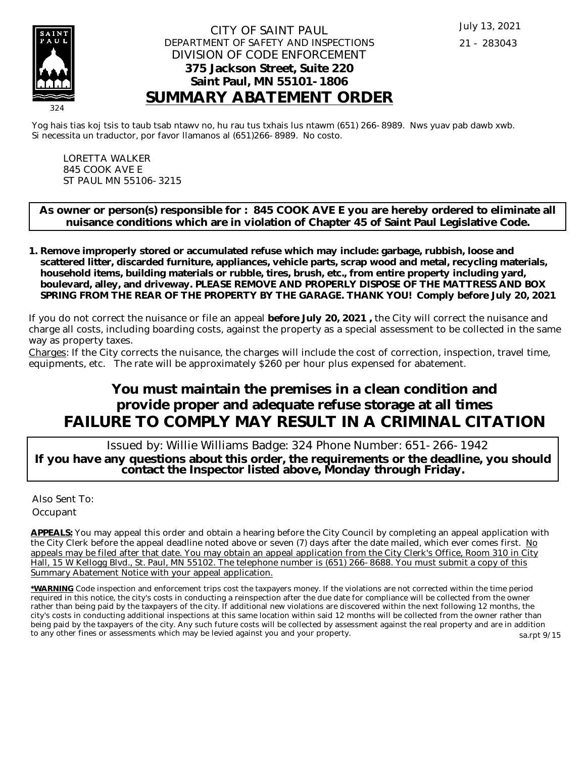CITY OF SAINT PAUL
DEPARTMENT OF SAFETY AND INSPECTIONS
DIVISION OF CODE ENFORCEMENT
**375 Jackson Street, Suite 220**
**Saint Paul, MN 55101-1806**

July 13, 2021

21 - 283043

324

# SUMMARY ABATEMENT ORDER

Yog hais tias koj tsis to taub tsab ntawv no, hu rau tus txhais lus ntawm (651) 266-8989. Nws yuav pab dawb xwb.
Si necessita un traductor, por favor llamanos al (651)266-8989. No costo.

LORETTA WALKER
845 COOK AVE E
ST PAUL MN 55106-3215

**As owner or person(s) responsible for : 845 COOK AVE E you are hereby ordered to eliminate all nuisance conditions which are in violation of Chapter 45 of Saint Paul Legislative Code.**

1. **Remove improperly stored or accumulated refuse which may include: garbage, rubbish, loose and scattered litter, discarded furniture, appliances, vehicle parts, scrap wood and metal, recycling materials, household items, building materials or rubble, tires, brush, etc., from entire property including yard, boulevard, alley, and driveway. PLEASE REMOVE AND PROPERLY DISPOSE OF THE MATTRESS AND BOX SPRING FROM THE REAR OF THE PROPERTY BY THE GARAGE. THANK YOU! Comply before July 20, 2021**

If you do not correct the nuisance or file an appeal **before July 20, 2021 ,** the City will correct the nuisance and charge all costs, including boarding costs, against the property as a special assessment to be collected in the same way as property taxes.

Charges: If the City corrects the nuisance, the charges will include the cost of correction, inspection, travel time, equipments, etc. The rate will be approximately $260 per hour plus expensed for abatement.

## You must maintain the premises in a clean condition and provide proper and adequate refuse storage at all times
## FAILURE TO COMPLY MAY RESULT IN A CRIMINAL CITATION

Issued by: Willie Williams Badge: 324 Phone Number: 651-266-1942
**If you have any questions about this order, the requirements or the deadline, you should contact the Inspector listed above, Monday through Friday.**

Also Sent To:
Occupant

**APPEALS:** You may appeal this order and obtain a hearing before the City Council by completing an appeal application with the City Clerk before the appeal deadline noted above or seven (7) days after the date mailed, which ever comes first. No appeals may be filed after that date. You may obtain an appeal application from the City Clerk's Office, Room 310 in City Hall, 15 W Kellogg Blvd., St. Paul, MN 55102. The telephone number is (651) 266-8688. You must submit a copy of this Summary Abatement Notice with your appeal application.

***WARNING** Code inspection and enforcement trips cost the taxpayers money. If the violations are not corrected within the time period required in this notice, the city's costs in conducting a reinspection after the due date for compliance will be collected from the owner rather than being paid by the taxpayers of the city. If additional new violations are discovered within the next following 12 months, the city's costs in conducting additional inspections at this same location within said 12 months will be collected from the owner rather than being paid by the taxpayers of the city. Any such future costs will be collected by assessment against the real property and are in addition to any other fines or assessments which may be levied against you and your property.

sa.rpt 9/15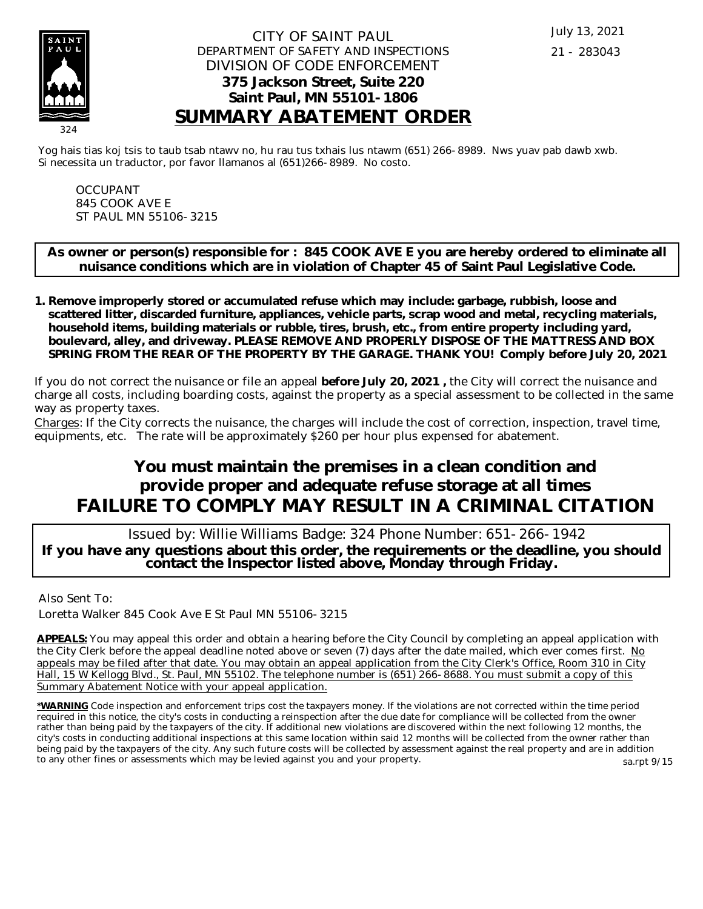CITY OF SAINT PAUL
DEPARTMENT OF SAFETY AND INSPECTIONS
DIVISION OF CODE ENFORCEMENT
**375 Jackson Street, Suite 220**
**Saint Paul, MN 55101-1806**

# SUMMARY ABATEMENT ORDER

July 13, 2021

21 - 283043

324

Yog hais tias koj tsis to taub tsab ntawv no, hu rau tus txhais lus ntawm (651) 266-8989. Nws yuav pab dawb xwb.
Si necessita un traductor, por favor llamanos al (651)266-8989. No costo.

OCCUPANT
845 COOK AVE E
ST PAUL MN 55106-3215

**As owner or person(s) responsible for : 845 COOK AVE E you are hereby ordered to eliminate all nuisance conditions which are in violation of Chapter 45 of Saint Paul Legislative Code.**

1. **Remove improperly stored or accumulated refuse which may include: garbage, rubbish, loose and scattered litter, discarded furniture, appliances, vehicle parts, scrap wood and metal, recycling materials, household items, building materials or rubble, tires, brush, etc., from entire property including yard, boulevard, alley, and driveway. PLEASE REMOVE AND PROPERLY DISPOSE OF THE MATTRESS AND BOX SPRING FROM THE REAR OF THE PROPERTY BY THE GARAGE. THANK YOU! Comply before July 20, 2021**

If you do not correct the nuisance or file an appeal **before July 20, 2021 ,** the City will correct the nuisance and charge all costs, including boarding costs, against the property as a special assessment to be collected in the same way as property taxes.

Charges: If the City corrects the nuisance, the charges will include the cost of correction, inspection, travel time, equipments, etc. The rate will be approximately $260 per hour plus expensed for abatement.

## You must maintain the premises in a clean condition and provide proper and adequate refuse storage at all times

## FAILURE TO COMPLY MAY RESULT IN A CRIMINAL CITATION

Issued by: Willie Williams Badge: 324 Phone Number: 651-266-1942

**If you have any questions about this order, the requirements or the deadline, you should contact the Inspector listed above, Monday through Friday.**

Also Sent To:

Loretta Walker 845 Cook Ave E St Paul MN 55106-3215

**APPEALS:** You may appeal this order and obtain a hearing before the City Council by completing an appeal application with the City Clerk before the appeal deadline noted above or seven (7) days after the date mailed, which ever comes first. No appeals may be filed after that date. You may obtain an appeal application from the City Clerk's Office, Room 310 in City Hall, 15 W Kellogg Blvd., St. Paul, MN 55102. The telephone number is (651) 266-8688. You must submit a copy of this Summary Abatement Notice with your appeal application.

***WARNING** Code inspection and enforcement trips cost the taxpayers money. If the violations are not corrected within the time period required in this notice, the city's costs in conducting a reinspection after the due date for compliance will be collected from the owner rather than being paid by the taxpayers of the city. If additional new violations are discovered within the next following 12 months, the city's costs in conducting additional inspections at this same location within said 12 months will be collected from the owner rather than being paid by the taxpayers of the city. Any such future costs will be collected by assessment against the real property and are in addition to any other fines or assessments which may be levied against you and your property.

sa.rpt 9/15